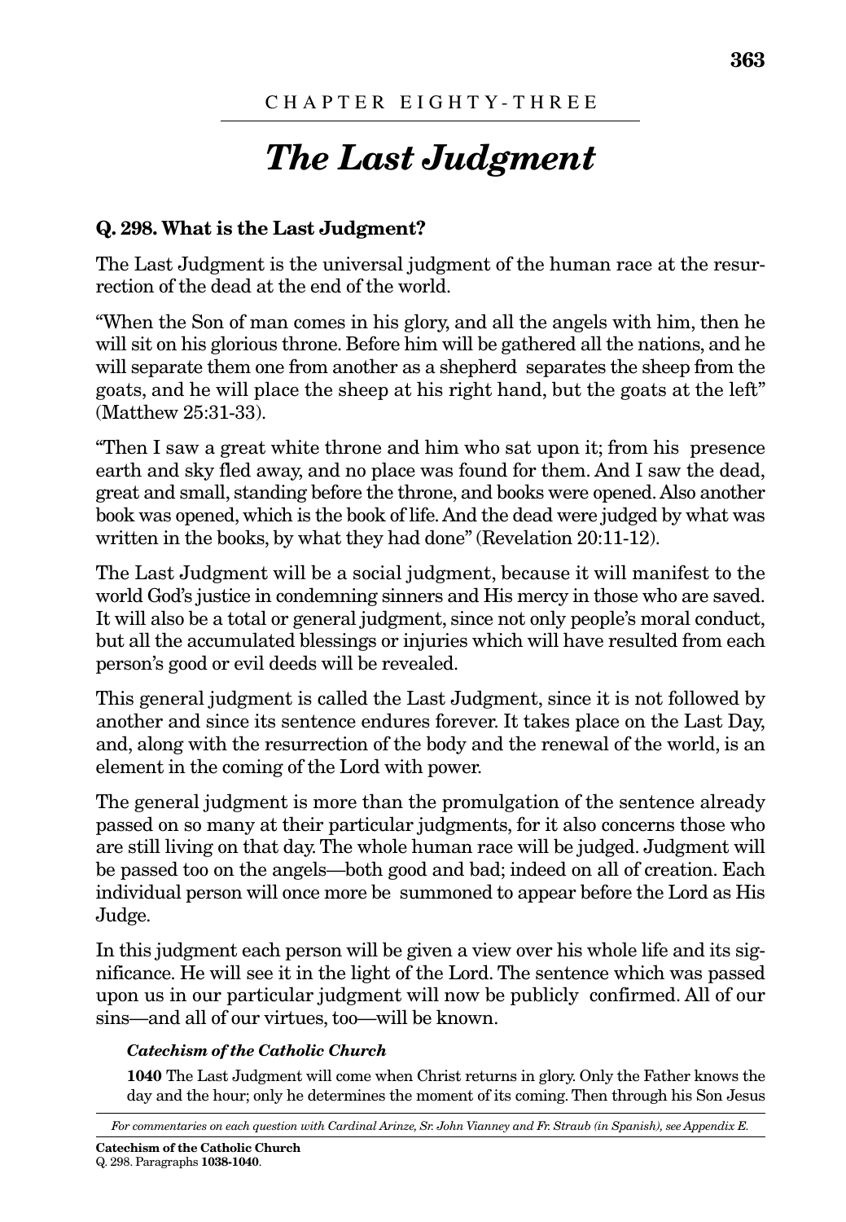CHAPTER EIGHTY-THREE

# *The Last Judgment*

**Q. 298. What is the Last Judgment?**

The Last Judgment is the universal judgment of the human race at the resurrection of the dead at the end of the world.

"When the Son of man comes in his glory, and all the angels with him, then he will sit on his glorious throne. Before him will be gathered all the nations, and he will separate them one from another as a shepherd separates the sheep from the goats, and he will place the sheep at his right hand, but the goats at the left" (Matthew 25:31-33).

"Then I saw a great white throne and him who sat upon it; from his presence earth and sky fled away, and no place was found for them. And I saw the dead, great and small, standing before the throne, and books were opened. Also another book was opened, which is the book of life. And the dead were judged by what was written in the books, by what they had done" (Revelation 20:11-12).

The Last Judgment will be a social judgment, because it will manifest to the world God's justice in condemning sinners and His mercy in those who are saved. It will also be a total or general judgment, since not only people's moral conduct, but all the accumulated blessings or injuries which will have resulted from each person's good or evil deeds will be revealed.

This general judgment is called the Last Judgment, since it is not followed by another and since its sentence endures forever. It takes place on the Last Day, and, along with the resurrection of the body and the renewal of the world, is an element in the coming of the Lord with power.

The general judgment is more than the promulgation of the sentence already passed on so many at their particular judgments, for it also concerns those who are still living on that day. The whole human race will be judged. Judgment will be passed too on the angels—both good and bad; indeed on all of creation. Each individual person will once more be summoned to appear before the Lord as His Judge.

In this judgment each person will be given a view over his whole life and its significance. He will see it in the light of the Lord. The sentence which was passed upon us in our particular judgment will now be publicly confirmed. All of our sins—and all of our virtues, too—will be known.

***Catechism of the Catholic Church***

**1040** The Last Judgment will come when Christ returns in glory. Only the Father knows the day and the hour; only he determines the moment of its coming. Then through his Son Jesus

*For commentaries on each question with Cardinal Arinze, Sr. John Vianney and Fr. Straub (in Spanish), see Appendix E.*

**Catechism of the Catholic Church**
Q. 298. Paragraphs **1038-1040**.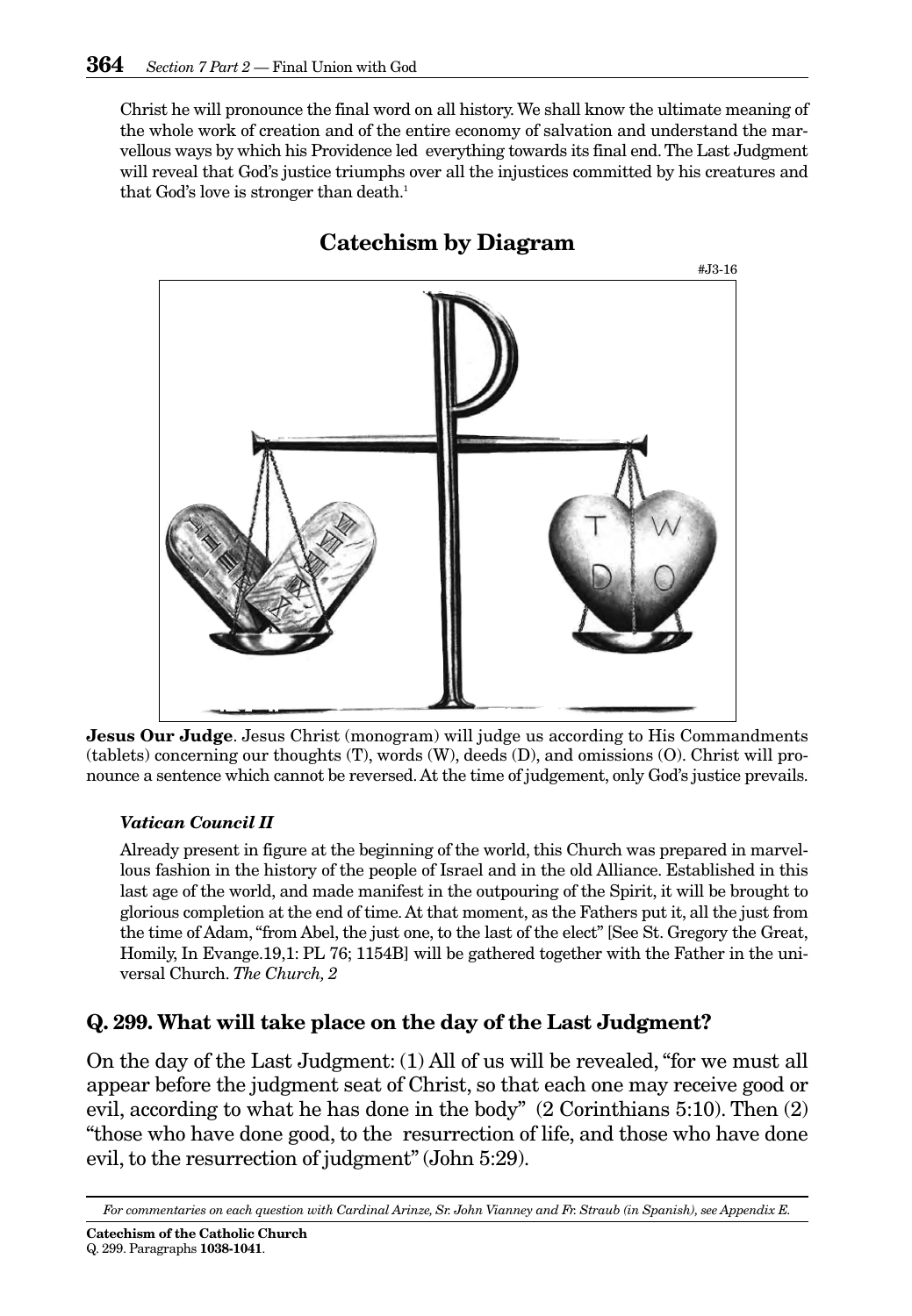Christ he will pronounce the final word on all history. We shall know the ultimate meaning of the whole work of creation and of the entire economy of salvation and understand the marvellous ways by which his Providence led everything towards its final end. The Last Judgment will reveal that God's justice triumphs over all the injustices committed by his creatures and that God's love is stronger than death.[1]

## Catechism by Diagram

#J3-16

**Jesus Our Judge**. Jesus Christ (monogram) will judge us according to His Commandments (tablets) concerning our thoughts (T), words (W), deeds (D), and omissions (O). Christ will pronounce a sentence which cannot be reversed. At the time of judgement, only God's justice prevails.

### *Vatican Council II*

Already present in figure at the beginning of the world, this Church was prepared in marvellous fashion in the history of the people of Israel and in the old Alliance. Established in this last age of the world, and made manifest in the outpouring of the Spirit, it will be brought to glorious completion at the end of time. At that moment, as the Fathers put it, all the just from the time of Adam, "from Abel, the just one, to the last of the elect" [See St. Gregory the Great, Homily, In Evange.19,1: PL 76; 1154B] will be gathered together with the Father in the universal Church. *The Church, 2*

## Q. 299. What will take place on the day of the Last Judgment?

On the day of the Last Judgment: (1) All of us will be revealed, "for we must all appear before the judgment seat of Christ, so that each one may receive good or evil, according to what he has done in the body" (2 Corinthians 5:10). Then (2) "those who have done good, to the resurrection of life, and those who have done evil, to the resurrection of judgment" (John 5:29).

*For commentaries on each question with Cardinal Arinze, Sr. John Vianney and Fr. Straub (in Spanish), see Appendix E.*

**Catechism of the Catholic Church**
Q. 299. Paragraphs **1038-1041**.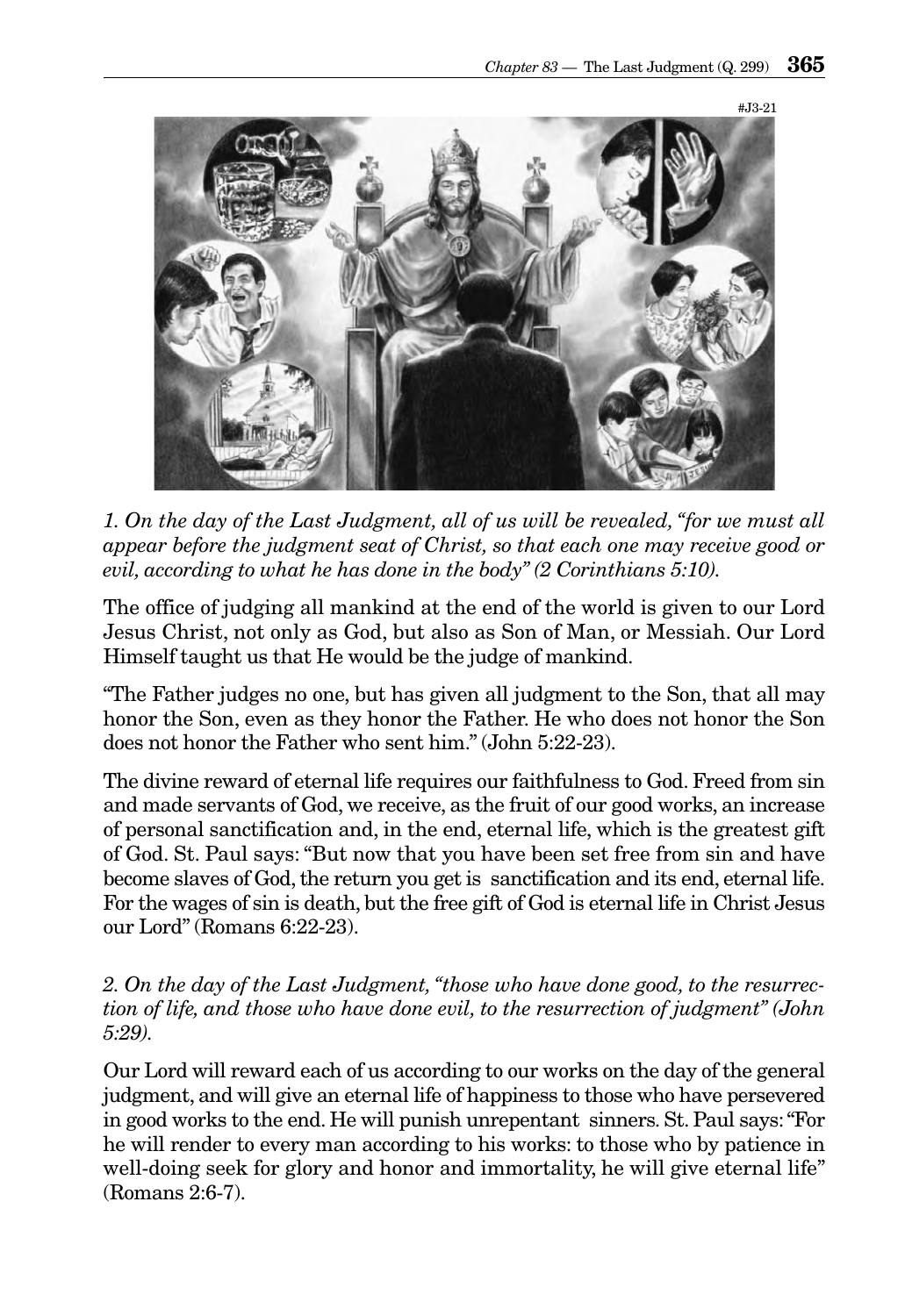#J3-21

*1. On the day of the Last Judgment, all of us will be revealed, "for we must all appear before the judgment seat of Christ, so that each one may receive good or evil, according to what he has done in the body" (2 Corinthians 5:10).*

The office of judging all mankind at the end of the world is given to our Lord Jesus Christ, not only as God, but also as Son of Man, or Messiah. Our Lord Himself taught us that He would be the judge of mankind.

"The Father judges no one, but has given all judgment to the Son, that all may honor the Son, even as they honor the Father. He who does not honor the Son does not honor the Father who sent him." (John 5:22-23).

The divine reward of eternal life requires our faithfulness to God. Freed from sin and made servants of God, we receive, as the fruit of our good works, an increase of personal sanctification and, in the end, eternal life, which is the greatest gift of God. St. Paul says: "But now that you have been set free from sin and have become slaves of God, the return you get is sanctification and its end, eternal life. For the wages of sin is death, but the free gift of God is eternal life in Christ Jesus our Lord" (Romans 6:22-23).

*2. On the day of the Last Judgment, "those who have done good, to the resurrection of life, and those who have done evil, to the resurrection of judgment" (John 5:29).*

Our Lord will reward each of us according to our works on the day of the general judgment, and will give an eternal life of happiness to those who have persevered in good works to the end. He will punish unrepentant sinners. St. Paul says: "For he will render to every man according to his works: to those who by patience in well-doing seek for glory and honor and immortality, he will give eternal life" (Romans 2:6-7).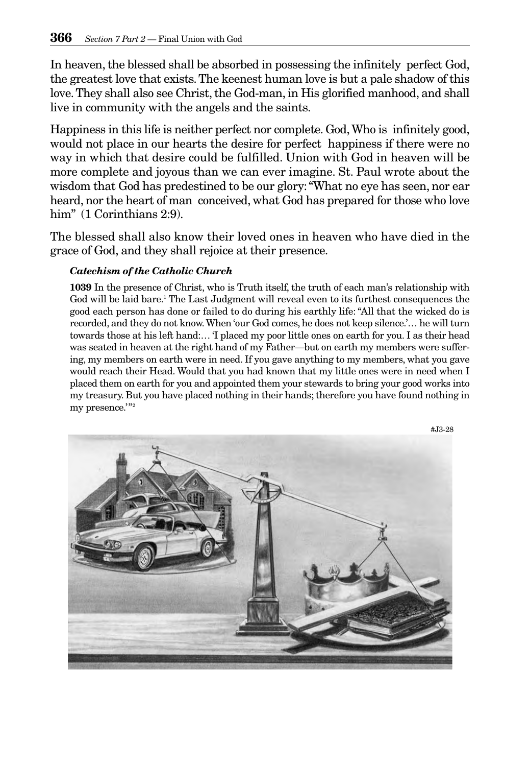In heaven, the blessed shall be absorbed in possessing the infinitely perfect God, the greatest love that exists. The keenest human love is but a pale shadow of this love. They shall also see Christ, the God-man, in His glorified manhood, and shall live in community with the angels and the saints.

Happiness in this life is neither perfect nor complete. God, Who is infinitely good, would not place in our hearts the desire for perfect happiness if there were no way in which that desire could be fulfilled. Union with God in heaven will be more complete and joyous than we can ever imagine. St. Paul wrote about the wisdom that God has predestined to be our glory: "What no eye has seen, nor ear heard, nor the heart of man conceived, what God has prepared for those who love him" (1 Corinthians 2:9).

The blessed shall also know their loved ones in heaven who have died in the grace of God, and they shall rejoice at their presence.

***Catechism of the Catholic Church***

**1039** In the presence of Christ, who is Truth itself, the truth of each man's relationship with God will be laid bare.[1] The Last Judgment will reveal even to its furthest consequences the good each person has done or failed to do during his earthly life: "All that the wicked do is recorded, and they do not know. When 'our God comes, he does not keep silence.'… he will turn towards those at his left hand:… 'I placed my poor little ones on earth for you. I as their head was seated in heaven at the right hand of my Father—but on earth my members were suffering, my members on earth were in need. If you gave anything to my members, what you gave would reach their Head. Would that you had known that my little ones were in need when I placed them on earth for you and appointed them your stewards to bring your good works into my treasury. But you have placed nothing in their hands; therefore you have found nothing in my presence.'"[2]

#J3-28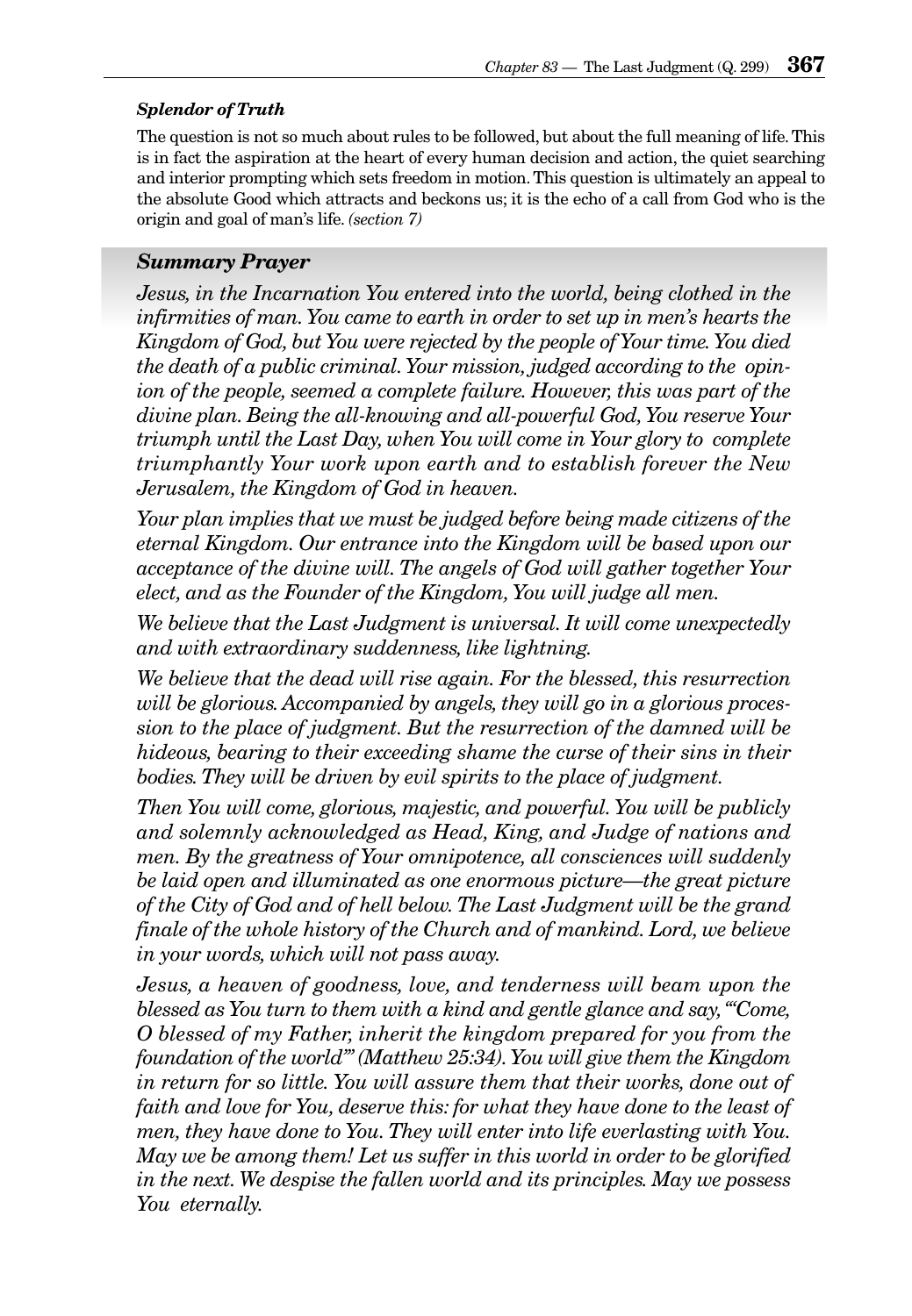***Splendor of Truth***

The question is not so much about rules to be followed, but about the full meaning of life. This is in fact the aspiration at the heart of every human decision and action, the quiet searching and interior prompting which sets freedom in motion. This question is ultimately an appeal to the absolute Good which attracts and beckons us; it is the echo of a call from God who is the origin and goal of man's life. *(section 7)*

## *Summary Prayer*

*Jesus, in the Incarnation You entered into the world, being clothed in the infirmities of man. You came to earth in order to set up in men's hearts the Kingdom of God, but You were rejected by the people of Your time. You died the death of a public criminal. Your mission, judged according to the opinion of the people, seemed a complete failure. However, this was part of the divine plan. Being the all-knowing and all-powerful God, You reserve Your triumph until the Last Day, when You will come in Your glory to complete triumphantly Your work upon earth and to establish forever the New Jerusalem, the Kingdom of God in heaven.*

*Your plan implies that we must be judged before being made citizens of the eternal Kingdom. Our entrance into the Kingdom will be based upon our acceptance of the divine will. The angels of God will gather together Your elect, and as the Founder of the Kingdom, You will judge all men.*

*We believe that the Last Judgment is universal. It will come unexpectedly and with extraordinary suddenness, like lightning.*

*We believe that the dead will rise again. For the blessed, this resurrection will be glorious. Accompanied by angels, they will go in a glorious procession to the place of judgment. But the resurrection of the damned will be hideous, bearing to their exceeding shame the curse of their sins in their bodies. They will be driven by evil spirits to the place of judgment.*

*Then You will come, glorious, majestic, and powerful. You will be publicly and solemnly acknowledged as Head, King, and Judge of nations and men. By the greatness of Your omnipotence, all consciences will suddenly be laid open and illuminated as one enormous picture—the great picture of the City of God and of hell below. The Last Judgment will be the grand finale of the whole history of the Church and of mankind. Lord, we believe in your words, which will not pass away.*

*Jesus, a heaven of goodness, love, and tenderness will beam upon the blessed as You turn to them with a kind and gentle glance and say, "'Come, O blessed of my Father, inherit the kingdom prepared for you from the foundation of the world'" (Matthew 25:34). You will give them the Kingdom in return for so little. You will assure them that their works, done out of faith and love for You, deserve this: for what they have done to the least of men, they have done to You. They will enter into life everlasting with You. May we be among them! Let us suffer in this world in order to be glorified in the next. We despise the fallen world and its principles. May we possess You eternally.*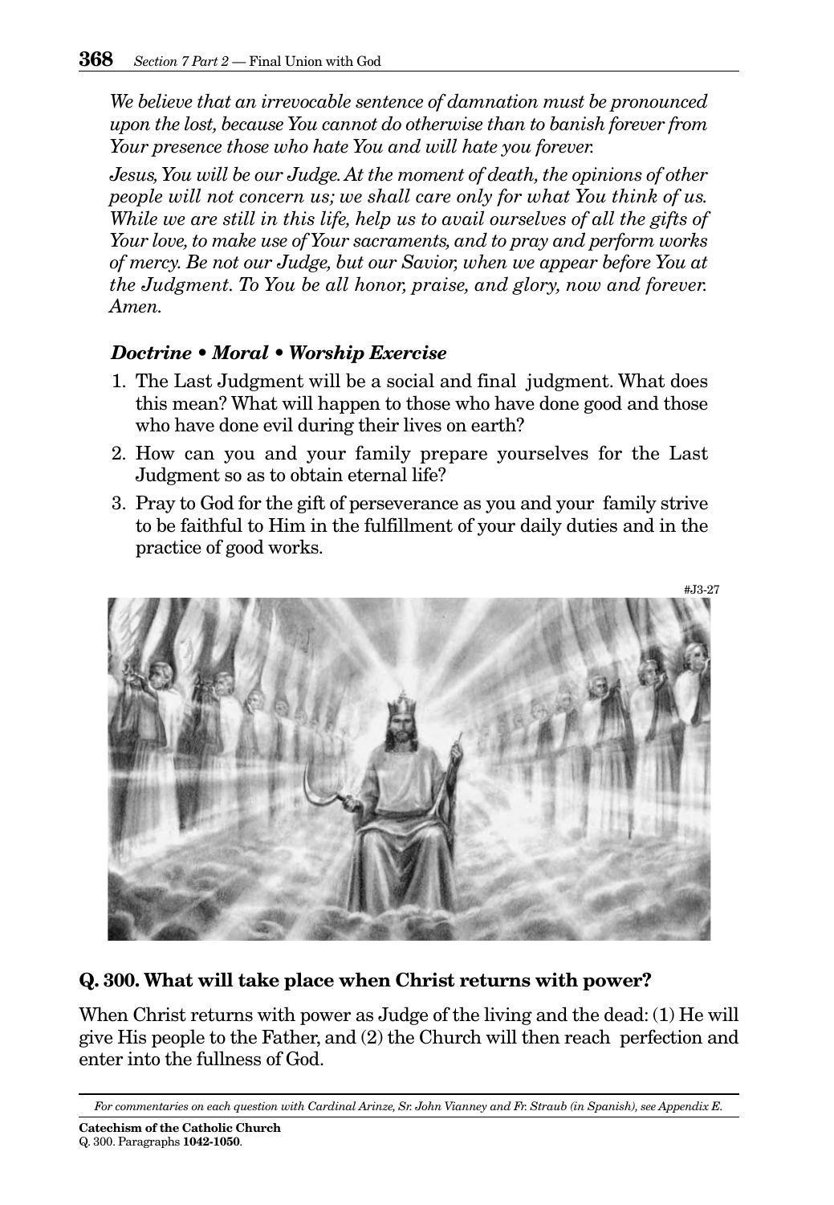*We believe that an irrevocable sentence of damnation must be pronounced upon the lost, because You cannot do otherwise than to banish forever from Your presence those who hate You and will hate you forever.*

*Jesus, You will be our Judge. At the moment of death, the opinions of other people will not concern us; we shall care only for what You think of us. While we are still in this life, help us to avail ourselves of all the gifts of Your love, to make use of Your sacraments, and to pray and perform works of mercy. Be not our Judge, but our Savior, when we appear before You at the Judgment. To You be all honor, praise, and glory, now and forever. Amen.*

### *Doctrine • Moral • Worship Exercise*

1. The Last Judgment will be a social and final judgment. What does this mean? What will happen to those who have done good and those who have done evil during their lives on earth?
2. How can you and your family prepare yourselves for the Last Judgment so as to obtain eternal life?
3. Pray to God for the gift of perseverance as you and your family strive to be faithful to Him in the fulfillment of your daily duties and in the practice of good works.

#J3-27

## Q. 300. What will take place when Christ returns with power?

When Christ returns with power as Judge of the living and the dead: (1) He will give His people to the Father, and (2) the Church will then reach perfection and enter into the fullness of God.

*For commentaries on each question with Cardinal Arinze, Sr. John Vianney and Fr. Straub (in Spanish), see Appendix E.*

**Catechism of the Catholic Church**
Q. 300. Paragraphs **1042-1050**.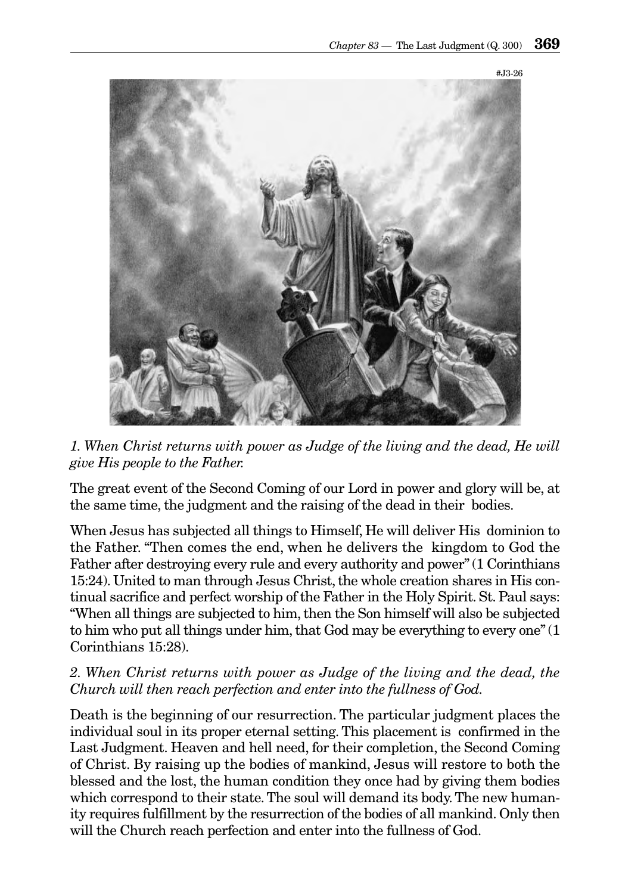*1. When Christ returns with power as Judge of the living and the dead, He will give His people to the Father.*

The great event of the Second Coming of our Lord in power and glory will be, at the same time, the judgment and the raising of the dead in their bodies.

When Jesus has subjected all things to Himself, He will deliver His dominion to the Father. "Then comes the end, when he delivers the kingdom to God the Father after destroying every rule and every authority and power" (1 Corinthians 15:24). United to man through Jesus Christ, the whole creation shares in His continual sacrifice and perfect worship of the Father in the Holy Spirit. St. Paul says: "When all things are subjected to him, then the Son himself will also be subjected to him who put all things under him, that God may be everything to every one" (1 Corinthians 15:28).

*2. When Christ returns with power as Judge of the living and the dead, the Church will then reach perfection and enter into the fullness of God.*

Death is the beginning of our resurrection. The particular judgment places the individual soul in its proper eternal setting. This placement is confirmed in the Last Judgment. Heaven and hell need, for their completion, the Second Coming of Christ. By raising up the bodies of mankind, Jesus will restore to both the blessed and the lost, the human condition they once had by giving them bodies which correspond to their state. The soul will demand its body. The new humanity requires fulfillment by the resurrection of the bodies of all mankind. Only then will the Church reach perfection and enter into the fullness of God.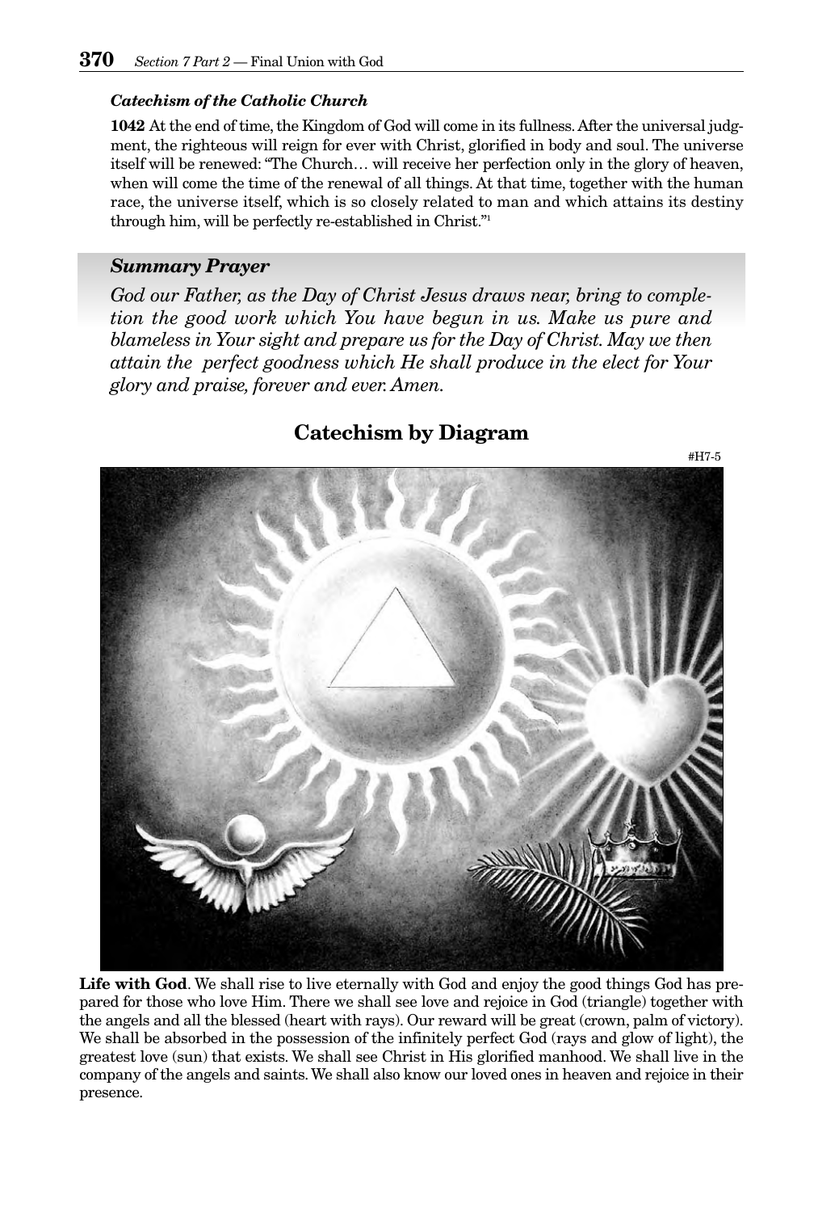### *Catechism of the Catholic Church*

**1042** At the end of time, the Kingdom of God will come in its fullness. After the universal judgment, the righteous will reign for ever with Christ, glorified in body and soul. The universe itself will be renewed: "The Church… will receive her perfection only in the glory of heaven, when will come the time of the renewal of all things. At that time, together with the human race, the universe itself, which is so closely related to man and which attains its destiny through him, will be perfectly re-established in Christ."[1]

## *Summary Prayer*

*God our Father, as the Day of Christ Jesus draws near, bring to completion the good work which You have begun in us. Make us pure and blameless in Your sight and prepare us for the Day of Christ. May we then attain the perfect goodness which He shall produce in the elect for Your glory and praise, forever and ever. Amen.*

## Catechism by Diagram

#H7-5

**Life with God**. We shall rise to live eternally with God and enjoy the good things God has prepared for those who love Him. There we shall see love and rejoice in God (triangle) together with the angels and all the blessed (heart with rays). Our reward will be great (crown, palm of victory). We shall be absorbed in the possession of the infinitely perfect God (rays and glow of light), the greatest love (sun) that exists. We shall see Christ in His glorified manhood. We shall live in the company of the angels and saints. We shall also know our loved ones in heaven and rejoice in their presence.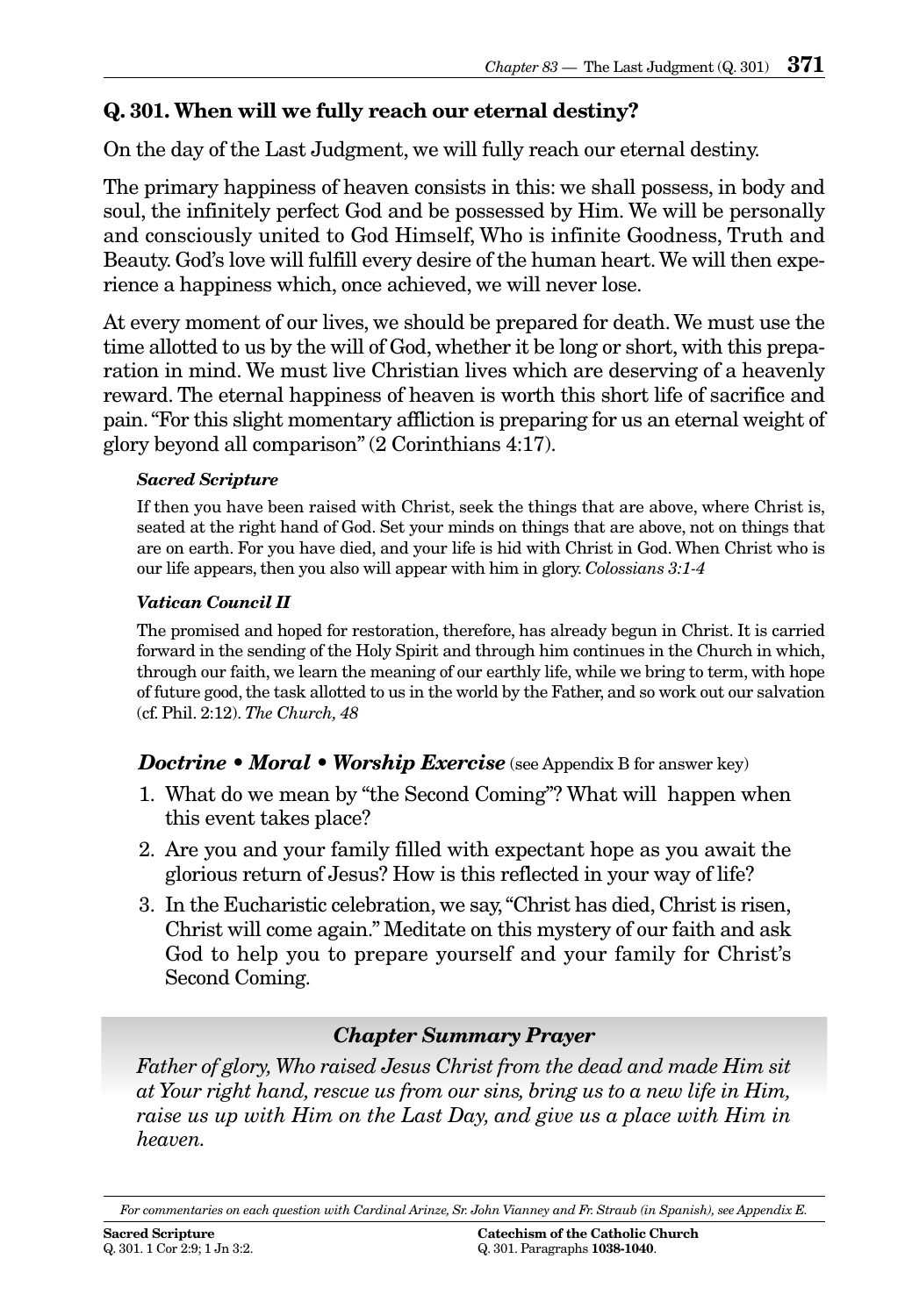## Q. 301. When will we fully reach our eternal destiny?

On the day of the Last Judgment, we will fully reach our eternal destiny.

The primary happiness of heaven consists in this: we shall possess, in body and soul, the infinitely perfect God and be possessed by Him. We will be personally and consciously united to God Himself, Who is infinite Goodness, Truth and Beauty. God's love will fulfill every desire of the human heart. We will then experience a happiness which, once achieved, we will never lose.

At every moment of our lives, we should be prepared for death. We must use the time allotted to us by the will of God, whether it be long or short, with this preparation in mind. We must live Christian lives which are deserving of a heavenly reward. The eternal happiness of heaven is worth this short life of sacrifice and pain. "For this slight momentary affliction is preparing for us an eternal weight of glory beyond all comparison" (2 Corinthians 4:17).

***Sacred Scripture***

If then you have been raised with Christ, seek the things that are above, where Christ is, seated at the right hand of God. Set your minds on things that are above, not on things that are on earth. For you have died, and your life is hid with Christ in God. When Christ who is our life appears, then you also will appear with him in glory. *Colossians 3:1-4*

***Vatican Council II***

The promised and hoped for restoration, therefore, has already begun in Christ. It is carried forward in the sending of the Holy Spirit and through him continues in the Church in which, through our faith, we learn the meaning of our earthly life, while we bring to term, with hope of future good, the task allotted to us in the world by the Father, and so work out our salvation (cf. Phil. 2:12). *The Church, 48*

### ***Doctrine • Moral • Worship Exercise*** (see Appendix B for answer key)

1. What do we mean by "the Second Coming"? What will happen when this event takes place?
2. Are you and your family filled with expectant hope as you await the glorious return of Jesus? How is this reflected in your way of life?
3. In the Eucharistic celebration, we say, "Christ has died, Christ is risen, Christ will come again." Meditate on this mystery of our faith and ask God to help you to prepare yourself and your family for Christ's Second Coming.

### *Chapter Summary Prayer*

*Father of glory, Who raised Jesus Christ from the dead and made Him sit at Your right hand, rescue us from our sins, bring us to a new life in Him, raise us up with Him on the Last Day, and give us a place with Him in heaven.*

*For commentaries on each question with Cardinal Arinze, Sr. John Vianney and Fr. Straub (in Spanish), see Appendix E.*

**Sacred Scripture**
Q. 301. 1 Cor 2:9; 1 Jn 3:2.

**Catechism of the Catholic Church**
Q. 301. Paragraphs **1038-1040**.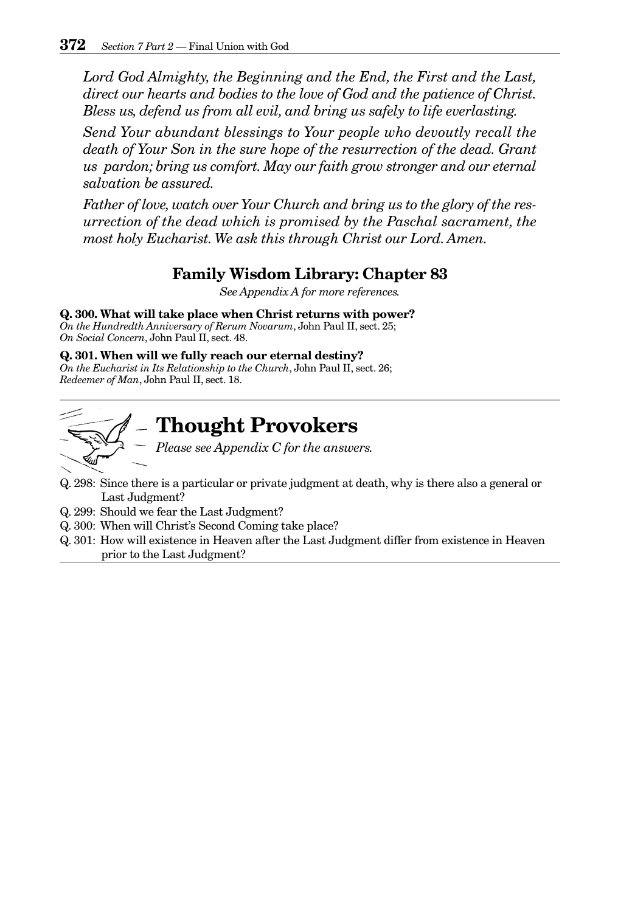*Lord God Almighty, the Beginning and the End, the First and the Last, direct our hearts and bodies to the love of God and the patience of Christ. Bless us, defend us from all evil, and bring us safely to life everlasting.*

*Send Your abundant blessings to Your people who devoutly recall the death of Your Son in the sure hope of the resurrection of the dead. Grant us pardon; bring us comfort. May our faith grow stronger and our eternal salvation be assured.*

*Father of love, watch over Your Church and bring us to the glory of the resurrection of the dead which is promised by the Paschal sacrament, the most holy Eucharist. We ask this through Christ our Lord. Amen.*

## Family Wisdom Library: Chapter 83

*See Appendix A for more references.*

**Q. 300. What will take place when Christ returns with power?**
*On the Hundredth Anniversary of Rerum Novarum*, John Paul II, sect. 25;
*On Social Concern*, John Paul II, sect. 48.

**Q. 301. When will we fully reach our eternal destiny?**
*On the Eucharist in Its Relationship to the Church*, John Paul II, sect. 26;
*Redeemer of Man*, John Paul II, sect. 18.

## Thought Provokers

*Please see Appendix C for the answers.*

Q. 298: Since there is a particular or private judgment at death, why is there also a general or Last Judgment?

Q. 299: Should we fear the Last Judgment?

Q. 300: When will Christ's Second Coming take place?

Q. 301: How will existence in Heaven after the Last Judgment differ from existence in Heaven prior to the Last Judgment?